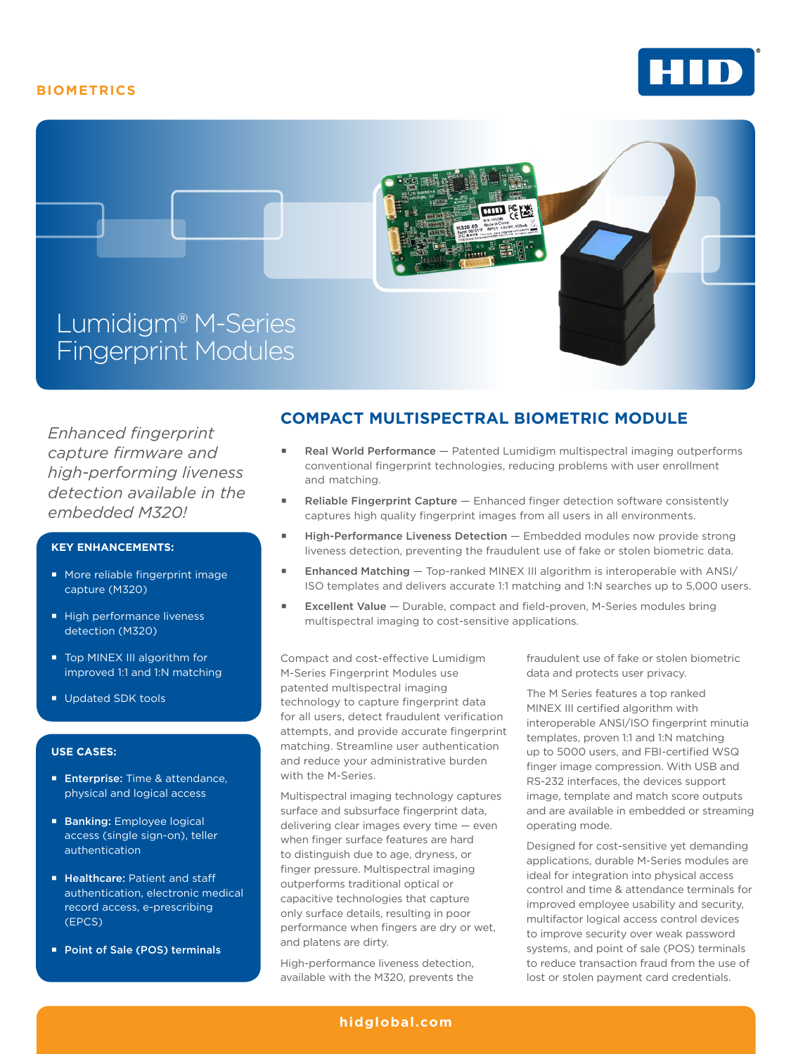BIOMETRICS

# Lumidigm® M-Series Fingerprint Modules

*Enhanced fingerprint capture firmware and high-performing liveness detection available in the embedded M320!*

**KEY ENHANCEMENTS:**

- More reliable fingerprint image capture (M320)
- High performance liveness detection (M320)
- Top MINEX III algorithm for improved 1:1 and 1:N matching
- Updated SDK tools

**USE CASES:**

- **Enterprise:** Time & attendance, physical and logical access
- **Banking:** Employee logical access (single sign-on), teller authentication
- **Healthcare:** Patient and staff authentication, electronic medical record access, e-prescribing (EPCS)
- **Point of Sale (POS) terminals**

## COMPACT MULTISPECTRAL BIOMETRIC MODULE

- **Real World Performance** — Patented Lumidigm multispectral imaging outperforms conventional fingerprint technologies, reducing problems with user enrollment and matching.
- **Reliable Fingerprint Capture** — Enhanced finger detection software consistently captures high quality fingerprint images from all users in all environments.
- **High-Performance Liveness Detection** — Embedded modules now provide strong liveness detection, preventing the fraudulent use of fake or stolen biometric data.
- **Enhanced Matching** — Top-ranked MINEX III algorithm is interoperable with ANSI/ISO templates and delivers accurate 1:1 matching and 1:N searches up to 5,000 users.
- **Excellent Value** — Durable, compact and field-proven, M-Series modules bring multispectral imaging to cost-sensitive applications.

Compact and cost-effective Lumidigm M-Series Fingerprint Modules use patented multispectral imaging technology to capture fingerprint data for all users, detect fraudulent verification attempts, and provide accurate fingerprint matching. Streamline user authentication and reduce your administrative burden with the M-Series.

Multispectral imaging technology captures surface and subsurface fingerprint data, delivering clear images every time — even when finger surface features are hard to distinguish due to age, dryness, or finger pressure. Multispectral imaging outperforms traditional optical or capacitive technologies that capture only surface details, resulting in poor performance when fingers are dry or wet, and platens are dirty.

High-performance liveness detection, available with the M320, prevents the fraudulent use of fake or stolen biometric data and protects user privacy.

The M Series features a top ranked MINEX III certified algorithm with interoperable ANSI/ISO fingerprint minutia templates, proven 1:1 and 1:N matching up to 5000 users, and FBI-certified WSQ finger image compression. With USB and RS-232 interfaces, the devices support image, template and match score outputs and are available in embedded or streaming operating mode.

Designed for cost-sensitive yet demanding applications, durable M-Series modules are ideal for integration into physical access control and time & attendance terminals for improved employee usability and security, multifactor logical access control devices to improve security over weak password systems, and point of sale (POS) terminals to reduce transaction fraud from the use of lost or stolen payment card credentials.

hidglobal.com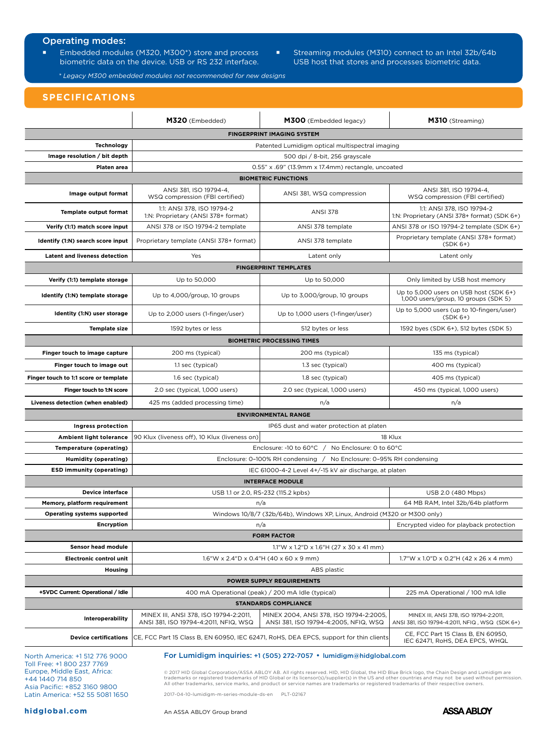## Operating modes:

- Embedded modules (M320, M300*) store and process biometric data on the device. USB or RS 232 interface.
- Streaming modules (M310) connect to an Intel 32b/64b USB host that stores and processes biometric data.

*\* Legacy M300 embedded modules not recommended for new designs*

## SPECIFICATIONS

| | **M320** (Embedded) | **M300** (Embedded legacy) | **M310** (Streaming) |
|---|---|---|---|
| **FINGERPRINT IMAGING SYSTEM** | | | |
| **Technology** | Patented Lumidigm optical multispectral imaging | | |
| **Image resolution / bit depth** | 500 dpi / 8-bit, 256 grayscale | | |
| **Platen area** | 0.55" x .69" (13.9mm x 17.4mm) rectangle, uncoated | | |
| **BIOMETRIC FUNCTIONS** | | | |
| **Image output format** | ANSI 381, ISO 19794-4, WSQ compression (FBI certified) | ANSI 381, WSQ compression | ANSI 381, ISO 19794-4, WSQ compression (FBI certified) |
| **Template output format** | 1:1: ANSI 378, ISO 19794-2 1:N: Proprietary (ANSI 378+ format) | ANSI 378 | 1:1: ANSI 378, ISO 19794-2 1:N: Proprietary (ANSI 378+ format) (SDK 6+) |
| **Verify (1:1) match score input** | ANSI 378 or ISO 19794-2 template | ANSI 378 template | ANSI 378 or ISO 19794-2 template (SDK 6+) |
| **Identify (1:N) search score input** | Proprietary template (ANSI 378+ format) | ANSI 378 template | Proprietary template (ANSI 378+ format) (SDK 6+) |
| **Latent and liveness detection** | Yes | Latent only | Latent only |
| **FINGERPRINT TEMPLATES** | | | |
| **Verify (1:1) template storage** | Up to 50,000 | Up to 50,000 | Only limited by USB host memory |
| **Identify (1:N) template storage** | Up to 4,000/group, 10 groups | Up to 3,000/group, 10 groups | Up to 5,000 users on USB host (SDK 6+) 1,000 users/group, 10 groups (SDK 5) |
| **Identity (1:N) user storage** | Up to 2,000 users (1-finger/user) | Up to 1,000 users (1-finger/user) | Up to 5,000 users (up to 10-fingers/user) (SDK 6+) |
| **Template size** | 1592 bytes or less | 512 bytes or less | 1592 byes (SDK 6+), 512 bytes (SDK 5) |
| **BIOMETRIC PROCESSING TIMES** | | | |
| **Finger touch to image capture** | 200 ms (typical) | 200 ms (typical) | 135 ms (typical) |
| **Finger touch to image out** | 1.1 sec (typical) | 1.3 sec (typical) | 400 ms (typical) |
| **Finger touch to 1:1 score or template** | 1.6 sec (typical) | 1.8 sec (typical) | 405 ms (typical) |
| **Finger touch to 1:N score** | 2.0 sec (typical, 1,000 users) | 2.0 sec (typical, 1,000 users) | 450 ms (typical, 1,000 users) |
| **Liveness detection (when enabled)** | 425 ms (added processing time) | n/a | n/a |
| **ENVIRONMENTAL RANGE** | | | |
| **Ingress protection** | IP65 dust and water protection at platen | | |
| **Ambient light tolerance** | 90 Klux (liveness off), 10 Klux (liveness on) | 18 Klux | |
| **Temperature (operating)** | Enclosure: -10 to 60°C / No Enclosure: 0 to 60°C | | |
| **Humidity (operating)** | Enclosure: 0–100% RH condensing / No Enclosure: 0–95% RH condensing | | |
| **ESD immunity (operating)** | IEC 61000-4-2 Level 4+/-15 kV air discharge, at platen | | |
| **INTERFACE MODULE** | | | |
| **Device interface** | USB 1.1 or 2.0, RS-232 (115.2 kpbs) | | USB 2.0 (480 Mbps) |
| **Memory, platform requirement** | n/a | | 64 MB RAM, Intel 32b/64b platform |
| **Operating systems supported** | Windows 10/8/7 (32b/64b), Windows XP, Linux, Android (M320 or M300 only) | | |
| **Encryption** | n/a | | Encrypted video for playback protection |
| **FORM FACTOR** | | | |
| **Sensor head module** | 1.1"W x 1.2"D x 1.6"H (27 x 30 x 41 mm) | | |
| **Electronic control unit** | 1.6"W x 2.4"D x 0.4"H (40 x 60 x 9 mm) | | 1.7"W x 1.0"D x 0.2"H (42 x 26 x 4 mm) |
| **Housing** | ABS plastic | | |
| **POWER SUPPLY REQUIREMENTS** | | | |
| **+5VDC Current: Operational / Idle** | 400 mA Operational (peak) / 200 mA Idle (typical) | | 225 mA Operational / 100 mA Idle |
| **STANDARDS COMPLIANCE** | | | |
| **Interoperability** | MINEX III, ANSI 378, ISO 19794-2:2011, ANSI 381, ISO 19794-4:2011, NFIQ, WSQ | MINEX 2004, ANSI 378, ISO 19794-2:2005, ANSI 381, ISO 19794-4:2005, NFIQ, WSQ | MINEX III, ANSI 378, ISO 19794-2:2011, ANSI 381, ISO 19794-4:2011, NFIQ , WSQ (SDK 6+) |
| **Device certifications** | CE, FCC Part 15 Class B, EN 60950, IEC 62471, RoHS, DEA EPCS, support for thin clients | | CE, FCC Part 15 Class B, EN 60950, IEC 62471, RoHS, DEA EPCS, WHQL |

North America: +1 512 776 9000
Toll Free: +1 800 237 7769
Europe, Middle East, Africa: +44 1440 714 850
Asia Pacific: +852 3160 9800
Latin America: +52 55 5081 1650

**hidglobal.com**

For Lumidigm inquiries: +1 (505) 272-7057 • lumidigm@hidglobal.com

© 2017 HID Global Corporation/ASSA ABLOY AB. All rights reserved. HID, HID Global, the HID Blue Brick logo, the Chain Design and Lumidigm are trademarks or registered trademarks of HID Global or its licensor(s)/supplier(s) in the US and other countries and may not be used without permission. All other trademarks, service marks, and product or service names are trademarks or registered trademarks of their respective owners.

2017-04-10-lumidigm-m-series-module-ds-en PLT-02167

An ASSA ABLOY Group brand

ASSA ABLOY